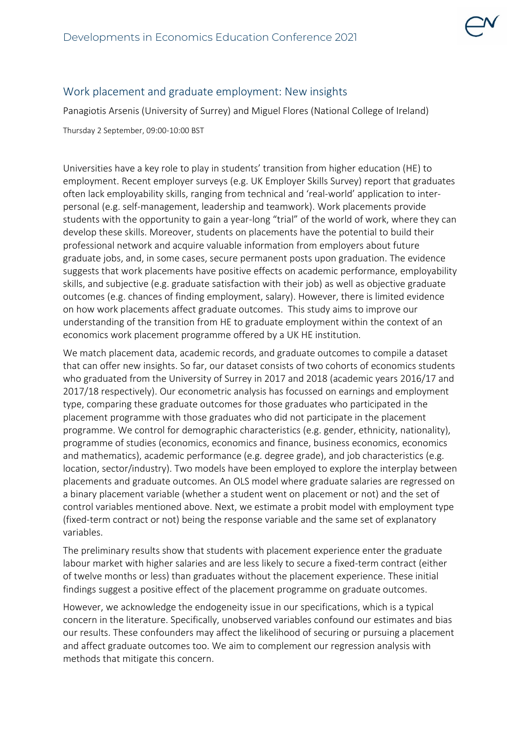# Work placement and graduate employment: New insights

Panagiotis Arsenis (University of Surrey) and Miguel Flores (National College of Ireland)

Thursday 2 September, 09:00-10:00 BST

Universities have a key role to play in students' transition from higher education (HE) to employment. Recent employer surveys (e.g. UK Employer Skills Survey) report that graduates often lack employability skills, ranging from technical and 'real-world' application to inter-personal (e.g. self-management, leadership and teamwork). Work placements provide students with the opportunity to gain a year-long "trial" of the world of work, where they can develop these skills. Moreover, students on placements have the potential to build their professional network and acquire valuable information from employers about future graduate jobs, and, in some cases, secure permanent posts upon graduation. The evidence suggests that work placements have positive effects on academic performance, employability skills, and subjective (e.g. graduate satisfaction with their job) as well as objective graduate outcomes (e.g. chances of finding employment, salary). However, there is limited evidence on how work placements affect graduate outcomes. This study aims to improve our understanding of the transition from HE to graduate employment within the context of an economics work placement programme offered by a UK HE institution.

We match placement data, academic records, and graduate outcomes to compile a dataset that can offer new insights. So far, our dataset consists of two cohorts of economics students who graduated from the University of Surrey in 2017 and 2018 (academic years 2016/17 and 2017/18 respectively). Our econometric analysis has focussed on earnings and employment type, comparing these graduate outcomes for those graduates who participated in the placement programme with those graduates who did not participate in the placement programme. We control for demographic characteristics (e.g. gender, ethnicity, nationality), programme of studies (economics, economics and finance, business economics, economics and mathematics), academic performance (e.g. degree grade), and job characteristics (e.g. location, sector/industry). Two models have been employed to explore the interplay between placements and graduate outcomes. An OLS model where graduate salaries are regressed on a binary placement variable (whether a student went on placement or not) and the set of control variables mentioned above. Next, we estimate a probit model with employment type (fixed-term contract or not) being the response variable and the same set of explanatory variables.

The preliminary results show that students with placement experience enter the graduate labour market with higher salaries and are less likely to secure a fixed-term contract (either of twelve months or less) than graduates without the placement experience. These initial findings suggest a positive effect of the placement programme on graduate outcomes.

However, we acknowledge the endogeneity issue in our specifications, which is a typical concern in the literature. Specifically, unobserved variables confound our estimates and bias our results. These confounders may affect the likelihood of securing or pursuing a placement and affect graduate outcomes too. We aim to complement our regression analysis with methods that mitigate this concern.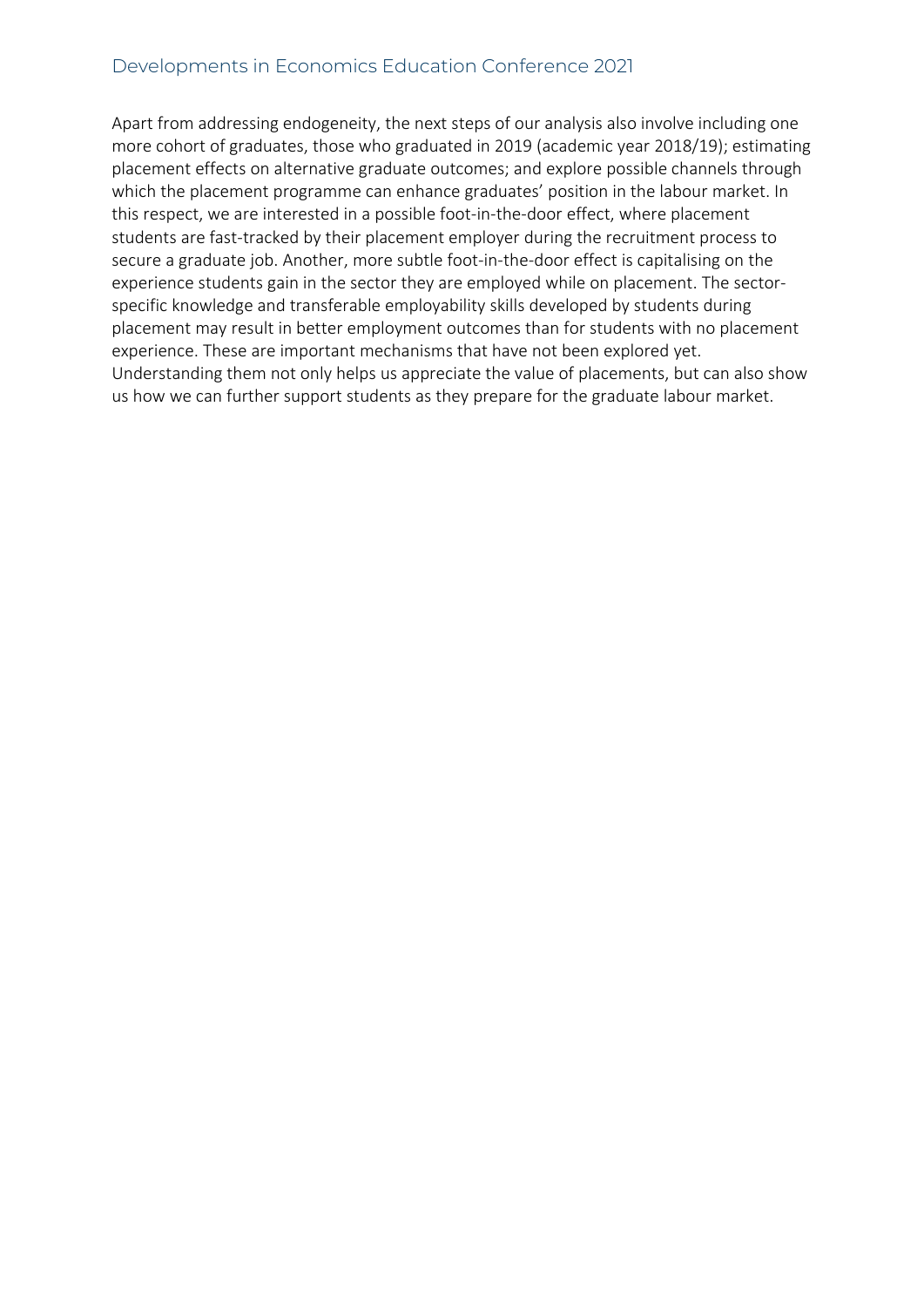Apart from addressing endogeneity, the next steps of our analysis also involve including one more cohort of graduates, those who graduated in 2019 (academic year 2018/19); estimating placement effects on alternative graduate outcomes; and explore possible channels through which the placement programme can enhance graduates' position in the labour market. In this respect, we are interested in a possible foot-in-the-door effect, where placement students are fast-tracked by their placement employer during the recruitment process to secure a graduate job. Another, more subtle foot-in-the-door effect is capitalising on the experience students gain in the sector they are employed while on placement. The sector-specific knowledge and transferable employability skills developed by students during placement may result in better employment outcomes than for students with no placement experience. These are important mechanisms that have not been explored yet. Understanding them not only helps us appreciate the value of placements, but can also show us how we can further support students as they prepare for the graduate labour market.